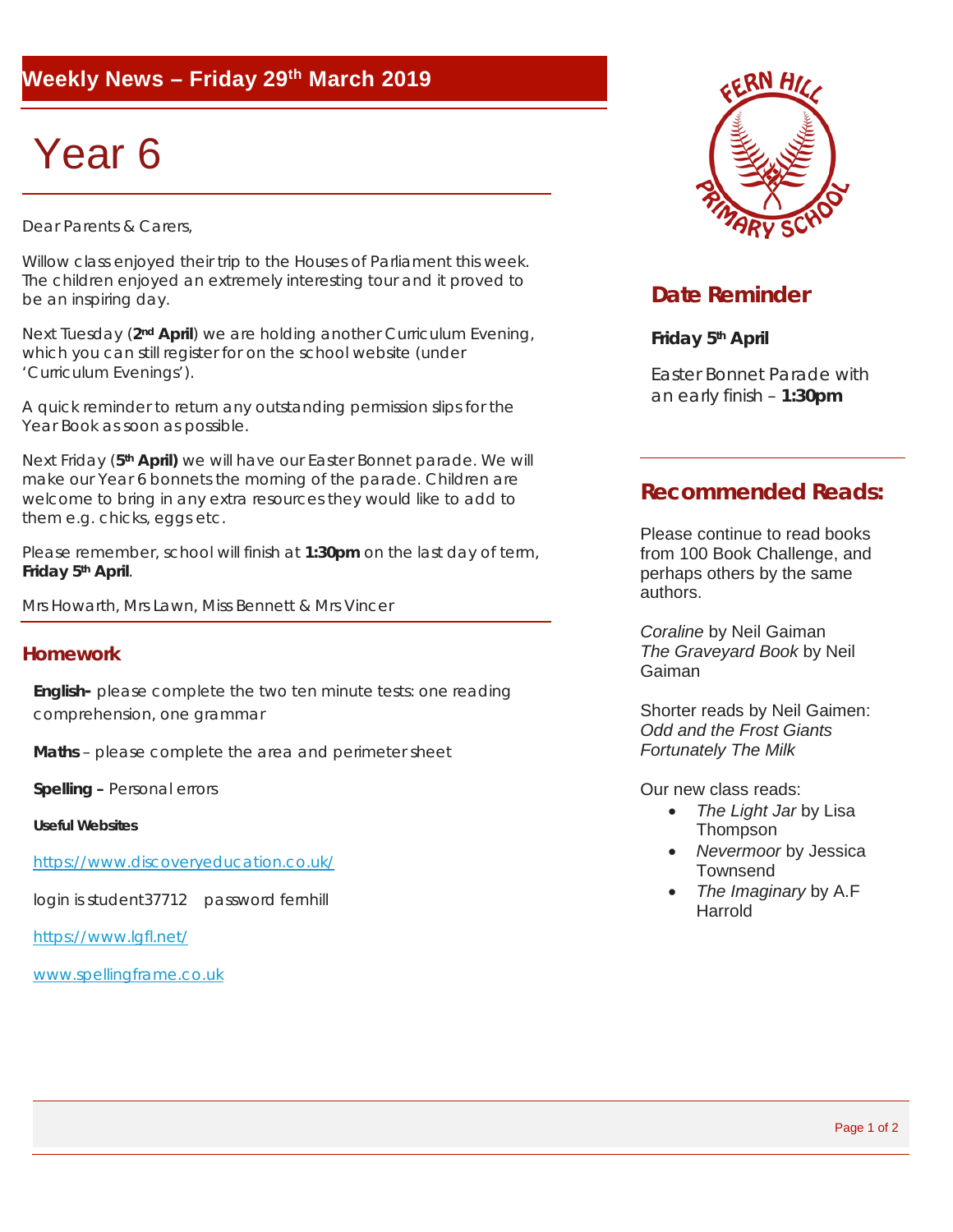## Weekly News – Friday 29th March 2019

# Year 6

Dear Parents & Carers,

Willow class enjoyed their trip to the Houses of Parliament this week. The children enjoyed an extremely interesting tour and it proved to be an inspiring day.

Next Tuesday (**2nd April**) we are holding another Curriculum Evening, which you can still register for on the school website (under 'Curriculum Evenings').

A quick reminder to return any outstanding permission slips for the Year Book as soon as possible.

Next Friday (**5th April)** we will have our Easter Bonnet parade. We will make our Year 6 bonnets the morning of the parade. Children are welcome to bring in any extra resources they would like to add to them e.g. chicks, eggs etc.

Please remember, school will finish at **1:30pm** on the last day of term, **Friday 5th April**.

Mrs Howarth, Mrs Lawn, Miss Bennett & Mrs Vincer

## Homework

**English-** please complete the two ten minute tests: one reading comprehension, one grammar

**Maths** – please complete the area and perimeter sheet

**Spelling –** Personal errors

**Useful Websites**

https://www.discoveryeducation.co.uk/

login is student37712 password fernhill

https://www.lgfl.net/

www.spellingframe.co.uk

## Date Reminder

**Friday 5th April**

Easter Bonnet Parade with an early finish – **1:30pm**

## Recommended Reads:

Please continue to read books from 100 Book Challenge, and perhaps others by the same authors.

*Coraline* by Neil Gaiman
*The Graveyard Book* by Neil Gaiman

Shorter reads by Neil Gaimen:
*Odd and the Frost Giants*
*Fortunately The Milk*

Our new class reads:

- *The Light Jar* by Lisa Thompson
- *Nevermoor* by Jessica Townsend
- *The Imaginary* by A.F Harrold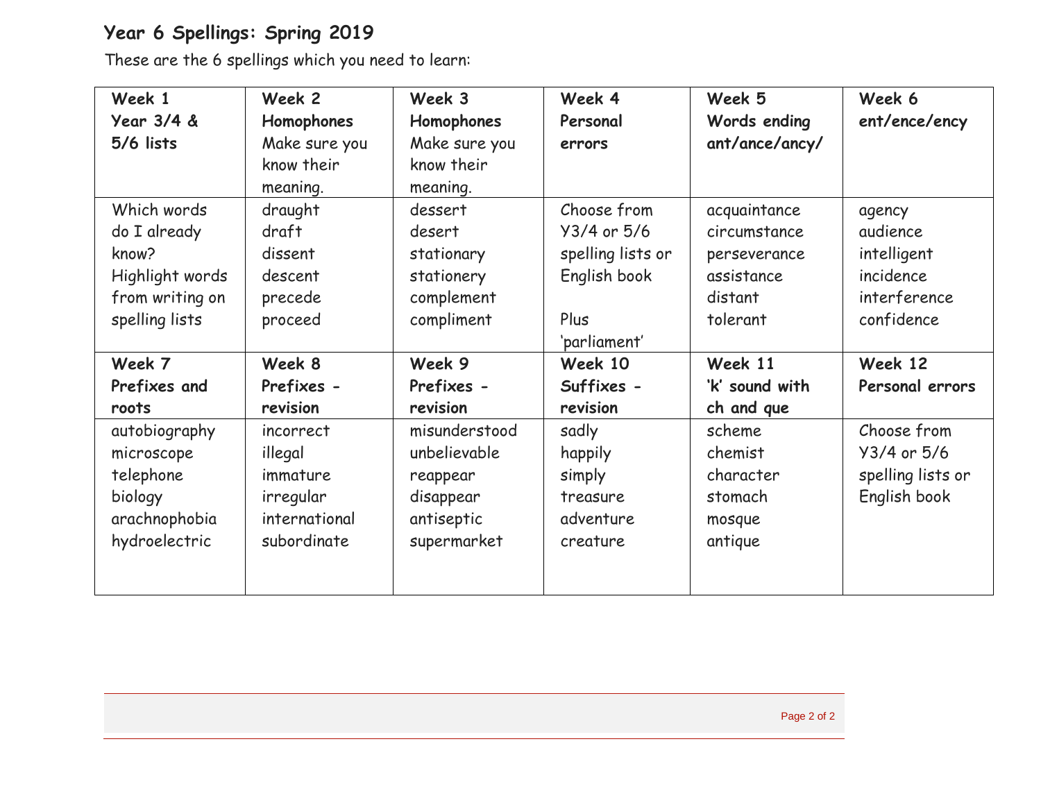## Year 6 Spellings: Spring 2019

These are the 6 spellings which you need to learn:

| **Week 1 Year 3/4 & 5/6 lists** | **Week 2 Homophones** Make sure you know their meaning. | **Week 3 Homophones** Make sure you know their meaning. | **Week 4 Personal errors** | **Week 5 Words ending ant/ance/ancy/** | **Week 6 ent/ence/ency** |
|---|---|---|---|---|---|
| Which words do I already know? Highlight words from writing on spelling lists | draught<br>draft<br>dissent<br>descent<br>precede<br>proceed | dessert<br>desert<br>stationary<br>stationery<br>complement<br>compliment | Choose from Y3/4 or 5/6 spelling lists or English book<br><br>Plus 'parliament' | acquaintance<br>circumstance<br>perseverance<br>assistance<br>distant<br>tolerant | agency<br>audience<br>intelligent<br>incidence<br>interference<br>confidence |
| **Week 7 Prefixes and roots** | **Week 8 Prefixes - revision** | **Week 9 Prefixes - revision** | **Week 10 Suffixes - revision** | **Week 11 'k' sound with ch and que** | **Week 12 Personal errors** |
| autobiography<br>microscope<br>telephone<br>biology<br>arachnophobia<br>hydroelectric | incorrect<br>illegal<br>immature<br>irregular<br>international<br>subordinate | misunderstood<br>unbelievable<br>reappear<br>disappear<br>antiseptic<br>supermarket | sadly<br>happily<br>simply<br>treasure<br>adventure<br>creature | scheme<br>chemist<br>character<br>stomach<br>mosque<br>antique | Choose from Y3/4 or 5/6 spelling lists or English book |